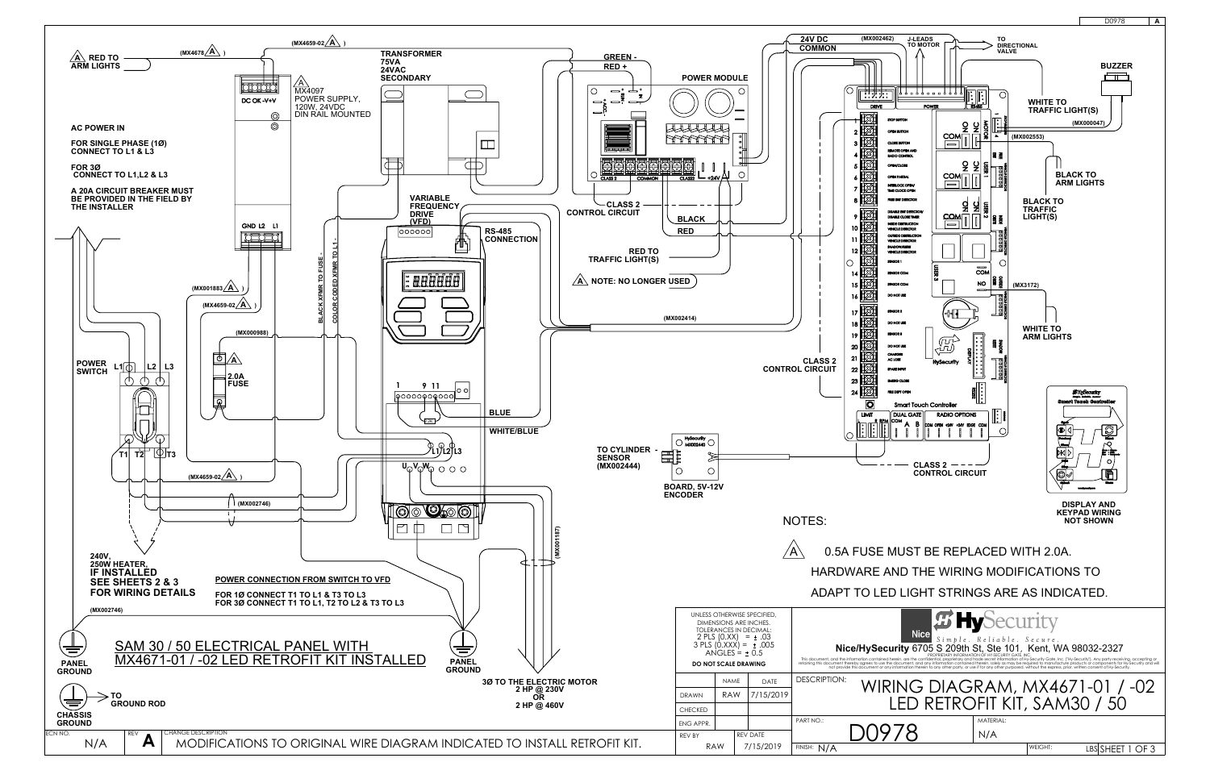# WIRING DIAGRAM, MX4671-01 / -02 LED RETROFIT KIT, SAM30 / 50

## SAM 30 / 50 ELECTRICAL PANEL WITH MX4671-01 / -02 LED RETROFIT KIT INSTALLED

**AC POWER IN**

**FOR SINGLE PHASE (1Ø) CONNECT TO L1 & L3**

**FOR 3Ø CONNECT TO L1,L2 & L3**

**A 20A CIRCUIT BREAKER MUST BE PROVIDED IN THE FIELD BY THE INSTALLER**

A RED TO ARM LIGHTS (MX4678 A) (MX4659-02 A)

A MX4097 POWER SUPPLY, 120W, 24VDC DIN RAIL MOUNTED — DC OK -V+V — GND L2 L1

TRANSFORMER 75VA 24VAC SECONDARY

GREEN - RED +

POWER MODULE — CLASS 2 — COMMON — CLASS2 — +24V

VARIABLE FREQUENCY DRIVE (VFD)

RS-485 CONNECTION

CLASS 2 CONTROL CIRCUIT

BLACK

RED

RED TO TRAFFIC LIGHT(S)

A NOTE: NO LONGER USED

(MX002414)

(MX001883 A) (MX4659-02 A)

BLACK XFMR TO FUSE - COLOR CODED XFMR TO L1 -

(MX000988)

POWER SWITCH L1 L2 L3 T1 T2 T3

A 2.0A FUSE

1 9 11

BLUE

WHITE/BLUE

L1 L2 L3

U V W

(MX4659-02 A)

(MX002746)

(MX001187)

TO CYLINDER SENSOR (MX002444)

HySecurity MX002440

BOARD, 5V-12V ENCODER

240V, 250W HEATER, IF INSTALLED SEE SHEETS 2 & 3 FOR WIRING DETAILS

(MX002746)

**POWER CONNECTION FROM SWITCH TO VFD**

FOR 1Ø CONNECT T1 TO L1 & T3 TO L3

FOR 3Ø CONNECT T1 TO L1, T2 TO L2 & T3 TO L3

PANEL GROUND

PANEL GROUND

3Ø TO THE ELECTRIC MOTOR 2 HP @ 230V OR 2 HP @ 460V

TO GROUND ROD

CHASSIS GROUND

24V DC COMMON (MX002462) J-LEADS TO MOTOR — TO DIRECTIONAL VALVE

BUZZER

WHITE TO TRAFFIC LIGHT(S) (MX000047)

(MX002553)

BLACK TO ARM LIGHTS

BLACK TO TRAFFIC LIGHT(S)

(MX3172)

WHITE TO ARM LIGHTS

CLASS 2 CONTROL CIRCUIT

CLASS 2 CONTROL CIRCUIT

Smart Touch Controller — DRIVE — POWER — RS-485 — LIMIT — DUAL GATE — RADIO OPTIONS

Terminals: 1 STOP BUTTON; 2 OPEN BUTTON; 3 CLOSE BUTTON; 4 REMOTE OPEN AND RADIO CONTROL; 5 OPEN/CLOSE; 6 OPEN PARTIAL; 7 INTERLOCK OPEN/ TIME CLOCK OPEN; 8 FREE EXIT DETECTOR; 9 DISABLE EXIT DETECTOR/ DISABLE CLOSE TIMER; 10 INSIDE OBSTRUCTION VEHICLE DETECTOR; 11 OUTSIDE OBSTRUCTION VEHICLE DETECTOR; 12 SHADOW/RESET VEHICLE DETECTOR; 13 SENSOR 1; 14 SENSOR COM; 15 SENSOR COM; 16 DO NOT USE; 17 SENSOR 2; 18 DO NOT USE; 19 SENSOR 3; 20 DO NOT USE; 21 CHARGER AC LOSS; 22 SPARE INPUT; 23 EMERG CLOSE; 24 FIRE DEPT OPEN

DISPLAY AND KEYPAD WIRING NOT SHOWN

## NOTES:

A 0.5A FUSE MUST BE REPLACED WITH 2.0A. HARDWARE AND THE WIRING MODIFICATIONS TO ADAPT TO LED LIGHT STRINGS ARE AS INDICATED.

| UNLESS OTHERWISE SPECIFIED, DIMENSIONS ARE INCHES. TOLERANCES IN DECIMAL: 2 PLS (0.XX) = ± .03; 3 PLS (0.XXX) = ± .005; ANGLES = ± 0.5; DO NOT SCALE DRAWING | NAME | DATE |
|---|---|---|
| DRAWN | RAW | 7/15/2019 |
| CHECKED | | |
| ENG APPR. | | |
| REV BY: RAW | REV DATE: 7/15/2019 | |

Nice HySecurity — Simple. Reliable. Secure.

**Nice/HySecurity** 6705 S 209th St, Ste 101, Kent, WA 98032-2327

PROPRIETARY INFORMATION OF HY-SECURITY GATE, INC. This document, and the information contained herein, are the confidential, proprietary and trade secret information of Hy-Security Gate, Inc. ("Hy-Security"). Any party receiving, accepting or retaining this document thereby agrees to use the document, and any information contained herein, solely as may be required to manufacture products or components for Hy-Security and will not provide this document or any information therein to any other party, or use it for any other purpose, without the express, prior, written consent of Hy-Security.

DESCRIPTION: WIRING DIAGRAM, MX4671-01 / -02 LED RETROFIT KIT, SAM30 / 50

PART NO.: D0978 — MATERIAL: N/A — FINISH: N/A — WEIGHT: LBS

| ECN NO. | REV | CHANGE DESCRIPTION |
|---|---|---|
| N/A | A | MODIFICATIONS TO ORIGINAL WIRE DIAGRAM INDICATED TO INSTALL RETROFIT KIT. |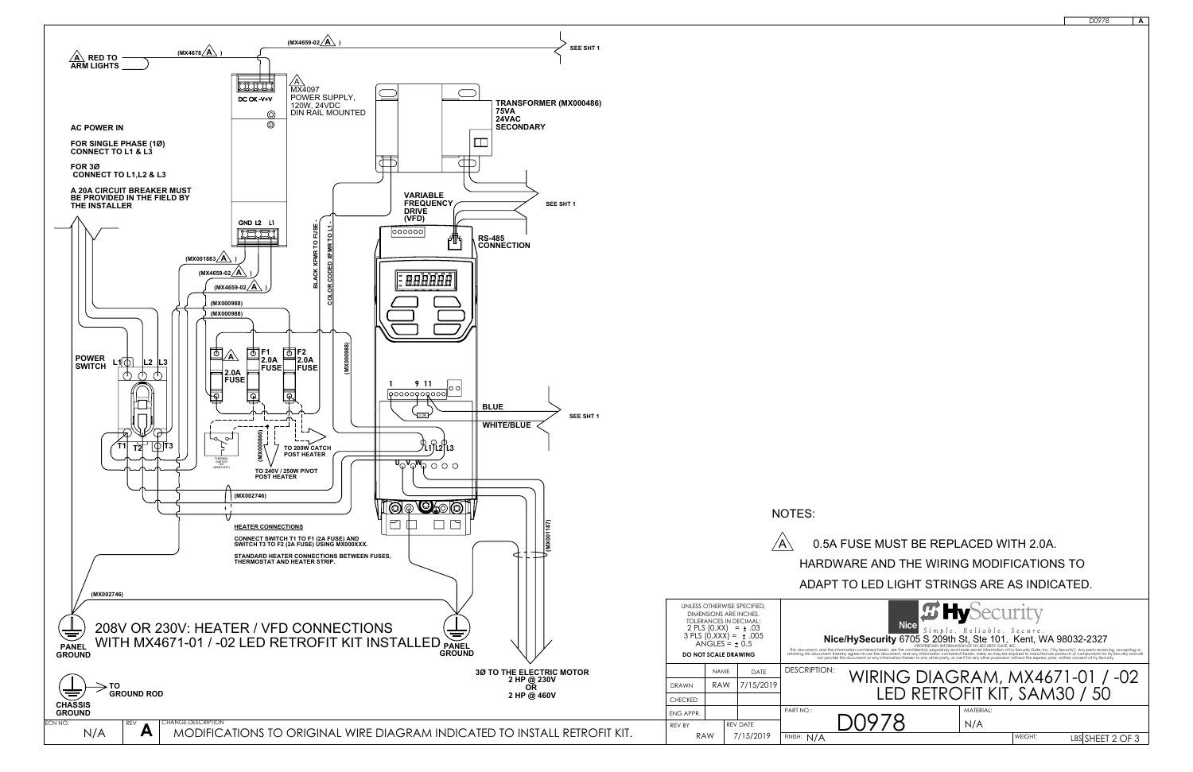# 208V OR 230V: HEATER / VFD CONNECTIONS WITH MX4671-01 / -02 LED RETROFIT KIT INSTALLED

(MX4659-02 A)

SEE SHT 1

A RED TO ARM LIGHTS

(MX4678 A)

A MX4097 POWER SUPPLY, 120W, 24VDC DIN RAIL MOUNTED

DC OK -V+V

GND L2 L1

TRANSFORMER (MX000486) 75VA 24VAC SECONDARY

AC POWER IN

FOR SINGLE PHASE (1Ø) CONNECT TO L1 & L3

FOR 3Ø CONNECT TO L1,L2 & L3

A 20A CIRCUIT BREAKER MUST BE PROVIDED IN THE FIELD BY THE INSTALLER

VARIABLE FREQUENCY DRIVE (VFD)

SEE SHT 1

RS-485 CONNECTION

(MX001883 A)

(MX4659-02 A)

(MX4659-02 A)

(MX000988)

(MX000988)

BLACK XFMR TO FUSE -

COLOR CODED XFMR TO L1 -

(MX000988)

POWER SWITCH L1 L2 L3

A 2.0A FUSE

F1 2.0A FUSE

F2 2.0A FUSE

1 9 11

BLUE

WHITE/BLUE

SEE SHT 1

L1 L2 L3

U V W

T1 T2 T3

THERMAL SWITCH

(MX000860)

TO 200W CATCH POST HEATER

TO 240V / 250W PIVOT POST HEATER

(MX002746)

HEATER CONNECTIONS

CONNECT SWITCH T1 TO F1 (2A FUSE) AND SWITCH T3 TO F2 (2A FUSE) USING MX000XXX.

STANDARD HEATER CONNECTIONS BETWEEN FUSES, THERMOSTAT AND HEATER STRIP.

(MX000187)

(MX002746)

PANEL GROUND

PANEL GROUND

3Ø TO THE ELECTRIC MOTOR 2 HP @ 230V OR 2 HP @ 460V

TO GROUND ROD

CHASSIS GROUND

NOTES:

A 0.5A FUSE MUST BE REPLACED WITH 2.0A. HARDWARE AND THE WIRING MODIFICATIONS TO ADAPT TO LED LIGHT STRINGS ARE AS INDICATED.

| ECN NO. | REV | CHANGE DESCRIPTION |
|---|---|---|
| N/A | A | MODIFICATIONS TO ORIGINAL WIRE DIAGRAM INDICATED TO INSTALL RETROFIT KIT. |

UNLESS OTHERWISE SPECIFIED, DIMENSIONS ARE INCHES. TOLERANCES IN DECIMAL: 2 PLS (0.XX) = ± .03; 3 PLS (0.XXX) = ± .005; ANGLES = ± 0.5

DO NOT SCALE DRAWING

| | NAME | DATE |
|---|---|---|
| DRAWN | RAW | 7/15/2019 |
| CHECKED | | |
| ENG APPR. | | |
| REV BY | RAW | REV DATE 7/15/2019 |

Nice HySecurity — Simple. Reliable. Secure.

**Nice/HySecurity** 6705 S 209th St, Ste 101, Kent, WA 98032-2327

PROPRIETARY INFORMATION OF HY-SECURITY GATE, INC. This document, and the information contained herein, are the confidential, proprietary and trade secret information of Hy-Security Gate, Inc. ("Hy-Security"). Any party receiving, accepting or retaining this document thereby agrees to use the document, and any information contained therein, solely as may be required to manufacture products or components for Hy-Security and will not provide this document or any information therein to any other party, or use it for any other purposes, without the express, prior, written consent of Hy-Security.

DESCRIPTION: WIRING DIAGRAM, MX4671-01 / -02 LED RETROFIT KIT, SAM30 / 50

PART NO.: D0978

MATERIAL: N/A

FINISH: N/A

WEIGHT: LBS

SHEET 2 OF 3

D0978 A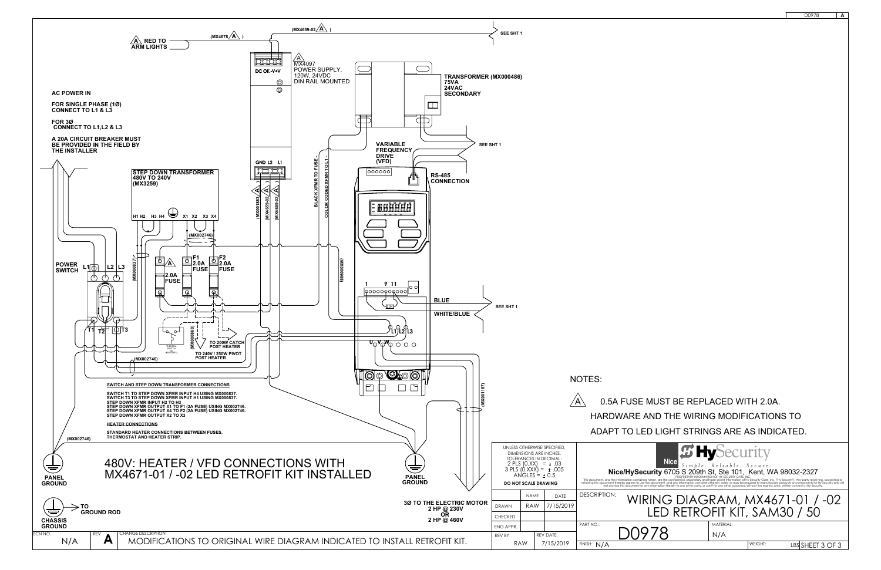# 480V: HEATER / VFD CONNECTIONS WITH MX4671-01 / -02 LED RETROFIT KIT INSTALLED

AC POWER IN

FOR SINGLE PHASE (1Ø) CONNECT TO L1 & L3

FOR 3Ø CONNECT TO L1,L2 & L3

A 20A CIRCUIT BREAKER MUST BE PROVIDED IN THE FIELD BY THE INSTALLER

A RED TO ARM LIGHTS (MX4678 A)

(MX4659-02 A) SEE SHT 1

A MX4097 POWER SUPPLY, 120W, 24VDC DIN RAIL MOUNTED

DC OK -V+V

GND L2 L1

TRANSFORMER (MX000486) 75VA 24VAC SECONDARY

VARIABLE FREQUENCY DRIVE (VFD) SEE SHT 1

RS-485 CONNECTION

STEP DOWN TRANSFORMER 480V TO 240V (MX3259)

H1 H2 H3 H4 X1 X2 X3 X4

(MX001883 A) (MX4659-02 A) (MX4659-02 A)

BLACK XFMR TO FUSE

COLOR CODED XFMR TO L1

(MX002746)

(MX000837)

(MX000866)

POWER SWITCH L1 L2 L3

T1 T2 T3

A 2.0A FUSE

F1 2.0A FUSE

F2 2.0A FUSE

1 9 11

BLUE

WHITE/BLUE SEE SHT 1

L1 L2 L3

U V W

(MX000860)

TO 200W CATCH POST HEATER

TO 240V / 250W PIVOT POST HEATER

THERMAL SWITCH

(MX002746)

(MX001187)

**SWITCH AND STEP DOWN TRANSFORMER CONNECTIONS**

SWITCH T1 TO STEP DOWN XFMR INPUT H4 USING MX000837.
SWITCH T3 TO STEP DOWN XFMR INPUT H1 USING MX000837.
STEP DOWN XFMR INPUT H2 TO H3
STEP DOWN XFMR OUTPUT X1 TO F1 (2A FUSE) USING MX002746.
STEP DOWN XFMR OUTPUT X4 TO F2 (2A FUSE) USING MX002746.
STEP DOWN XFMR OUTPUT X2 TO X3

**HEATER CONNECTIONS**

STANDARD HEATER CONNECTIONS BETWEEN FUSES, THERMOSTAT AND HEATER STRIP.

(MX002746)

PANEL GROUND

PANEL GROUND

TO GROUND ROD

CHASSIS GROUND

3Ø TO THE ELECTRIC MOTOR
2 HP @ 230V
OR
2 HP @ 460V

NOTES:

A 0.5A FUSE MUST BE REPLACED WITH 2.0A. HARDWARE AND THE WIRING MODIFICATIONS TO ADAPT TO LED LIGHT STRINGS ARE AS INDICATED.

UNLESS OTHERWISE SPECIFIED, DIMENSIONS ARE INCHES. TOLERANCES IN DECIMAL: 2 PLS (0.XX) = ± .03, 3 PLS (0.XXX) = ± .005, ANGLES = ± 0.5
DO NOT SCALE DRAWING

| | NAME | DATE |
|---|---|---|
| DRAWN | RAW | 7/15/2019 |
| CHECKED | | |
| ENG APPR. | | |
| REV BY | RAW | REV DATE 7/15/2019 |

Nice HySecurity — Simple. Reliable. Secure.

**Nice/HySecurity** 6705 S 209th St, Ste 101, Kent, WA 98032-2327

PROPRIETARY INFORMATION OF HY-SECURITY GATE, INC.

This document, and the information contained herein, are the confidential, proprietary and trade secret information of Hy-Security Gate, Inc. ("Hy-Security"). Any party receiving, accepting or retaining this document thereby agrees to use the document, and any information contained therein, solely as may be required to manufacture products or components for Hy-Security and will not provide this document or any information therein to any other party, or use it for any other purposes, without the express, prior, written consent of Hy-Security.

DESCRIPTION: WIRING DIAGRAM, MX4671-01 / -02 LED RETROFIT KIT, SAM30 / 50

PART NO.: D0978

MATERIAL: N/A

FINISH: N/A

WEIGHT: LBS

| ECN NO. | REV | CHANGE DESCRIPTION |
|---|---|---|
| N/A | A | MODIFICATIONS TO ORIGINAL WIRE DIAGRAM INDICATED TO INSTALL RETROFIT KIT. |